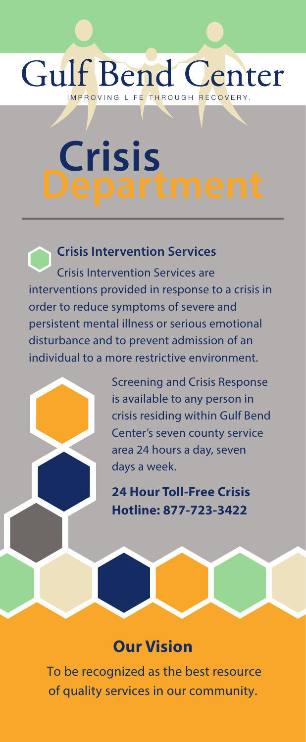# Gulf Bend Center

IMPROVING LIFE THROUGH RECOVERY.

# Crisis Department

### Crisis Intervention Services

Crisis Intervention Services are interventions provided in response to a crisis in order to reduce symptoms of severe and persistent mental illness or serious emotional disturbance and to prevent admission of an individual to a more restrictive environment.

Screening and Crisis Response is available to any person in crisis residing within Gulf Bend Center's seven county service area 24 hours a day, seven days a week.

**24 Hour Toll-Free Crisis Hotline: 877-723-3422**

## Our Vision

To be recognized as the best resource of quality services in our community.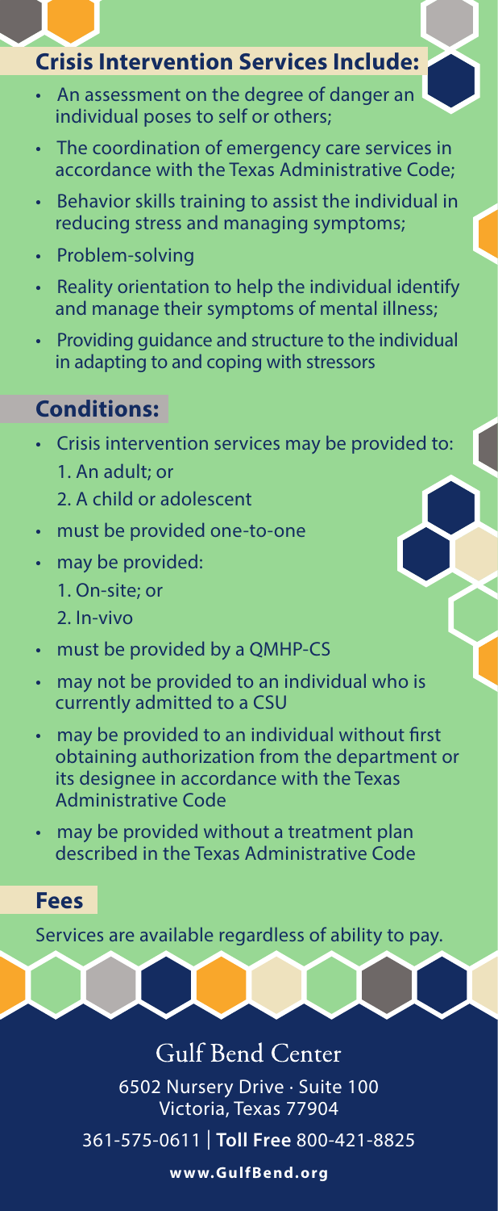## Crisis Intervention Services Include:

- An assessment on the degree of danger an individual poses to self or others;
- The coordination of emergency care services in accordance with the Texas Administrative Code;
- Behavior skills training to assist the individual in reducing stress and managing symptoms;
- Problem-solving
- Reality orientation to help the individual identify and manage their symptoms of mental illness;
- Providing guidance and structure to the individual in adapting to and coping with stressors

## Conditions:

- Crisis intervention services may be provided to:
  1. An adult; or
  2. A child or adolescent
- must be provided one-to-one
- may be provided:
  1. On-site; or
  2. In-vivo
- must be provided by a QMHP-CS
- may not be provided to an individual who is currently admitted to a CSU
- may be provided to an individual without first obtaining authorization from the department or its designee in accordance with the Texas Administrative Code
- may be provided without a treatment plan described in the Texas Administrative Code

## Fees

Services are available regardless of ability to pay.

Gulf Bend Center

6502 Nursery Drive · Suite 100
Victoria, Texas 77904

361-575-0611 | **Toll Free** 800-421-8825

**www.GulfBend.org**